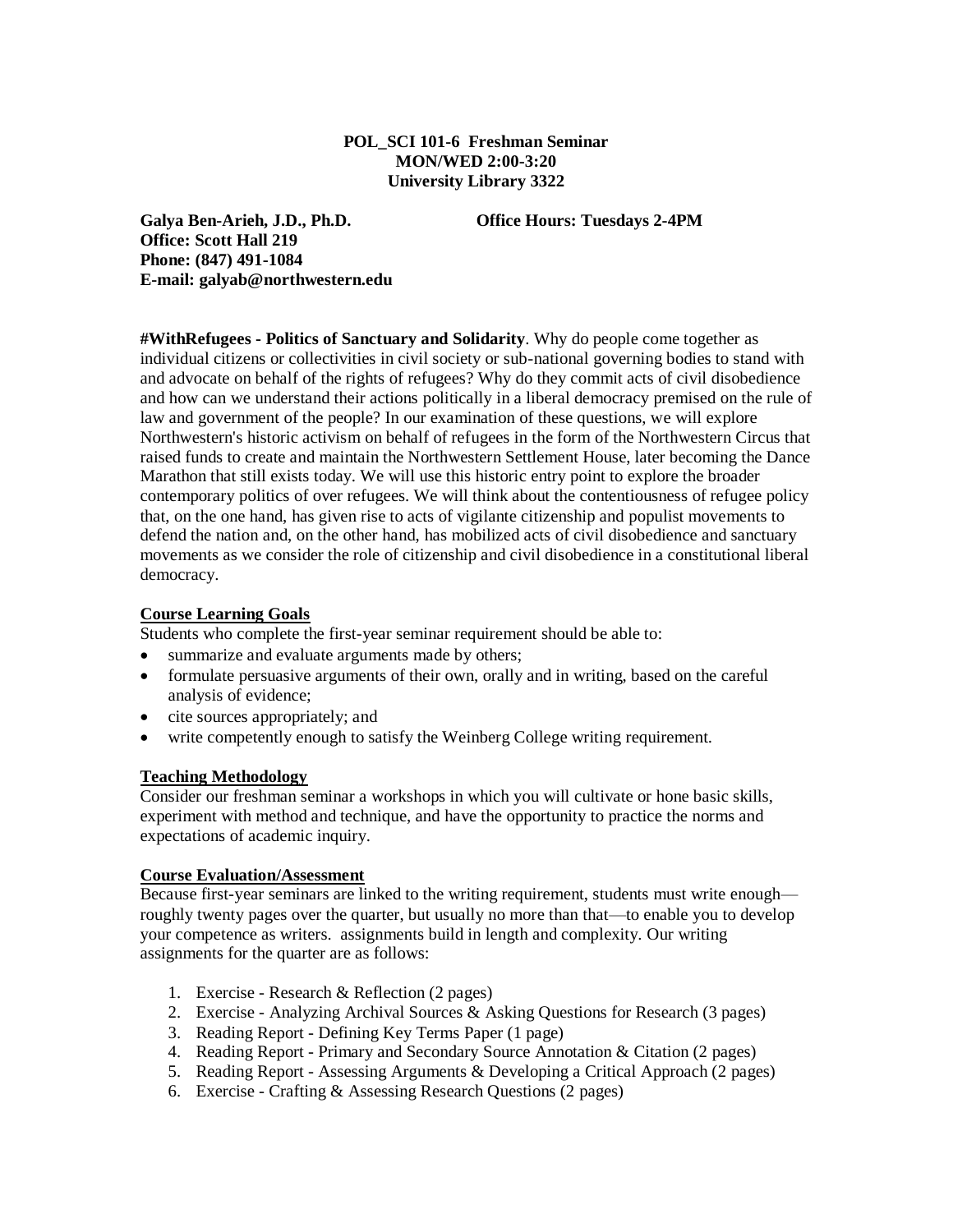**POL_SCI 101-6 Freshman Seminar**
**MON/WED 2:00-3:20**
**University Library 3322**

**Galya Ben-Arieh, J.D., Ph.D.**
**Office Hours: Tuesdays 2-4PM**
**Office: Scott Hall 219**
**Phone: (847) 491-1084**
**E-mail: galyab@northwestern.edu**

**#WithRefugees - Politics of Sanctuary and Solidarity**. Why do people come together as individual citizens or collectivities in civil society or sub-national governing bodies to stand with and advocate on behalf of the rights of refugees? Why do they commit acts of civil disobedience and how can we understand their actions politically in a liberal democracy premised on the rule of law and government of the people? In our examination of these questions, we will explore Northwestern's historic activism on behalf of refugees in the form of the Northwestern Circus that raised funds to create and maintain the Northwestern Settlement House, later becoming the Dance Marathon that still exists today. We will use this historic entry point to explore the broader contemporary politics of over refugees. We will think about the contentiousness of refugee policy that, on the one hand, has given rise to acts of vigilante citizenship and populist movements to defend the nation and, on the other hand, has mobilized acts of civil disobedience and sanctuary movements as we consider the role of citizenship and civil disobedience in a constitutional liberal democracy.

## Course Learning Goals

Students who complete the first-year seminar requirement should be able to:

- summarize and evaluate arguments made by others;
- formulate persuasive arguments of their own, orally and in writing, based on the careful analysis of evidence;
- cite sources appropriately; and
- write competently enough to satisfy the Weinberg College writing requirement.

## Teaching Methodology

Consider our freshman seminar a workshops in which you will cultivate or hone basic skills, experiment with method and technique, and have the opportunity to practice the norms and expectations of academic inquiry.

## Course Evaluation/Assessment

Because first-year seminars are linked to the writing requirement, students must write enough—roughly twenty pages over the quarter, but usually no more than that—to enable you to develop your competence as writers. assignments build in length and complexity. Our writing assignments for the quarter are as follows:

1. Exercise - Research & Reflection (2 pages)
2. Exercise - Analyzing Archival Sources & Asking Questions for Research (3 pages)
3. Reading Report - Defining Key Terms Paper (1 page)
4. Reading Report - Primary and Secondary Source Annotation & Citation (2 pages)
5. Reading Report - Assessing Arguments & Developing a Critical Approach (2 pages)
6. Exercise - Crafting & Assessing Research Questions (2 pages)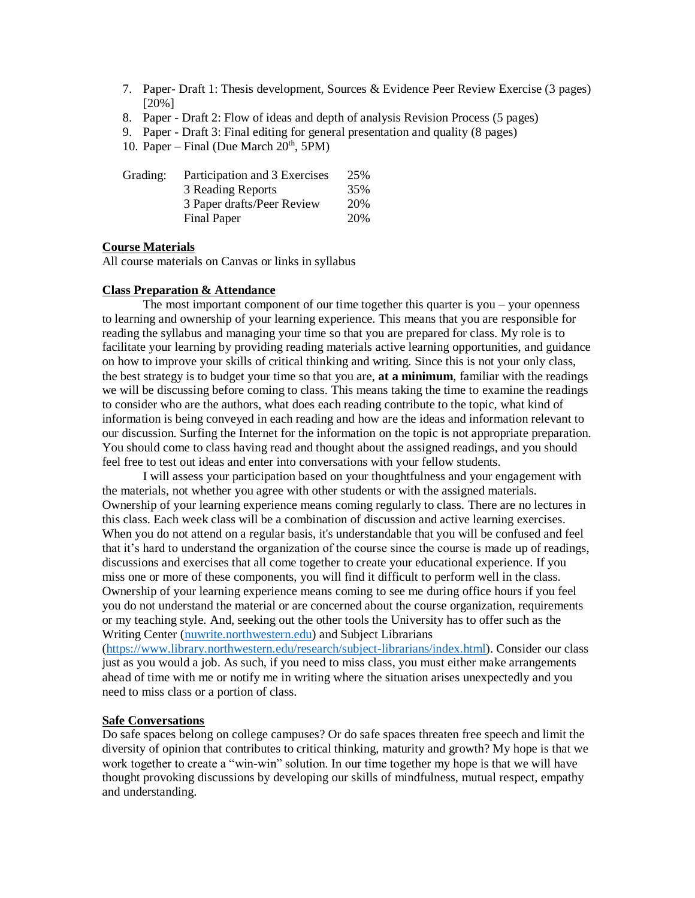7. Paper- Draft 1: Thesis development, Sources & Evidence Peer Review Exercise (3 pages) [20%]
8. Paper - Draft 2: Flow of ideas and depth of analysis Revision Process (5 pages)
9. Paper - Draft 3: Final editing for general presentation and quality (8 pages)
10. Paper – Final (Due March 20th, 5PM)

| Grading: | Participation and 3 Exercises | 25% |
|---|---|---|
| | 3 Reading Reports | 35% |
| | 3 Paper drafts/Peer Review | 20% |
| | Final Paper | 20% |

**Course Materials**

All course materials on Canvas or links in syllabus

**Class Preparation & Attendance**

The most important component of our time together this quarter is you – your openness to learning and ownership of your learning experience. This means that you are responsible for reading the syllabus and managing your time so that you are prepared for class. My role is to facilitate your learning by providing reading materials active learning opportunities, and guidance on how to improve your skills of critical thinking and writing. Since this is not your only class, the best strategy is to budget your time so that you are, **at a minimum**, familiar with the readings we will be discussing before coming to class. This means taking the time to examine the readings to consider who are the authors, what does each reading contribute to the topic, what kind of information is being conveyed in each reading and how are the ideas and information relevant to our discussion. Surfing the Internet for the information on the topic is not appropriate preparation. You should come to class having read and thought about the assigned readings, and you should feel free to test out ideas and enter into conversations with your fellow students.

I will assess your participation based on your thoughtfulness and your engagement with the materials, not whether you agree with other students or with the assigned materials. Ownership of your learning experience means coming regularly to class. There are no lectures in this class. Each week class will be a combination of discussion and active learning exercises. When you do not attend on a regular basis, it's understandable that you will be confused and feel that it's hard to understand the organization of the course since the course is made up of readings, discussions and exercises that all come together to create your educational experience. If you miss one or more of these components, you will find it difficult to perform well in the class. Ownership of your learning experience means coming to see me during office hours if you feel you do not understand the material or are concerned about the course organization, requirements or my teaching style. And, seeking out the other tools the University has to offer such as the Writing Center (nuwrite.northwestern.edu) and Subject Librarians (https://www.library.northwestern.edu/research/subject-librarians/index.html). Consider our class just as you would a job. As such, if you need to miss class, you must either make arrangements ahead of time with me or notify me in writing where the situation arises unexpectedly and you need to miss class or a portion of class.

**Safe Conversations**

Do safe spaces belong on college campuses? Or do safe spaces threaten free speech and limit the diversity of opinion that contributes to critical thinking, maturity and growth? My hope is that we work together to create a "win-win" solution. In our time together my hope is that we will have thought provoking discussions by developing our skills of mindfulness, mutual respect, empathy and understanding.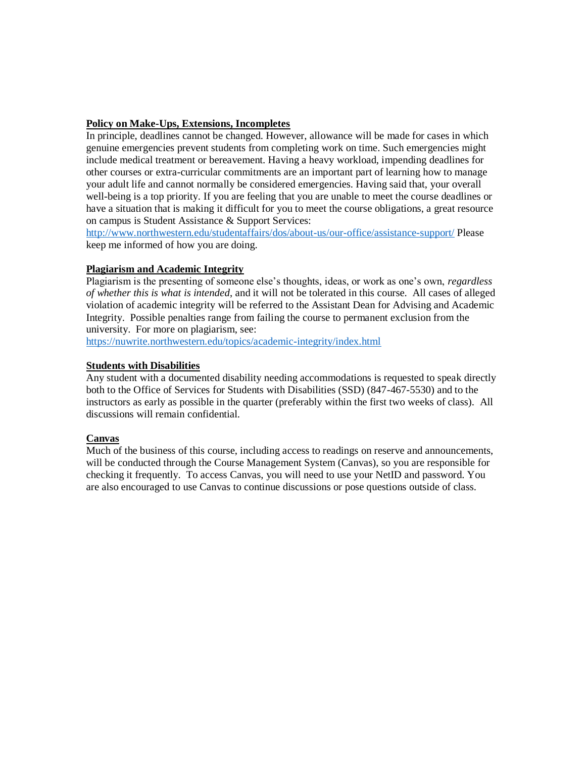**Policy on Make-Ups, Extensions, Incompletes**

In principle, deadlines cannot be changed. However, allowance will be made for cases in which genuine emergencies prevent students from completing work on time. Such emergencies might include medical treatment or bereavement. Having a heavy workload, impending deadlines for other courses or extra-curricular commitments are an important part of learning how to manage your adult life and cannot normally be considered emergencies. Having said that, your overall well-being is a top priority. If you are feeling that you are unable to meet the course deadlines or have a situation that is making it difficult for you to meet the course obligations, a great resource on campus is Student Assistance & Support Services: http://www.northwestern.edu/studentaffairs/dos/about-us/our-office/assistance-support/ Please keep me informed of how you are doing.

**Plagiarism and Academic Integrity**

Plagiarism is the presenting of someone else's thoughts, ideas, or work as one's own, *regardless of whether this is what is intended*, and it will not be tolerated in this course. All cases of alleged violation of academic integrity will be referred to the Assistant Dean for Advising and Academic Integrity. Possible penalties range from failing the course to permanent exclusion from the university. For more on plagiarism, see: https://nuwrite.northwestern.edu/topics/academic-integrity/index.html

**Students with Disabilities**

Any student with a documented disability needing accommodations is requested to speak directly both to the Office of Services for Students with Disabilities (SSD) (847-467-5530) and to the instructors as early as possible in the quarter (preferably within the first two weeks of class). All discussions will remain confidential.

**Canvas**

Much of the business of this course, including access to readings on reserve and announcements, will be conducted through the Course Management System (Canvas), so you are responsible for checking it frequently. To access Canvas, you will need to use your NetID and password. You are also encouraged to use Canvas to continue discussions or pose questions outside of class.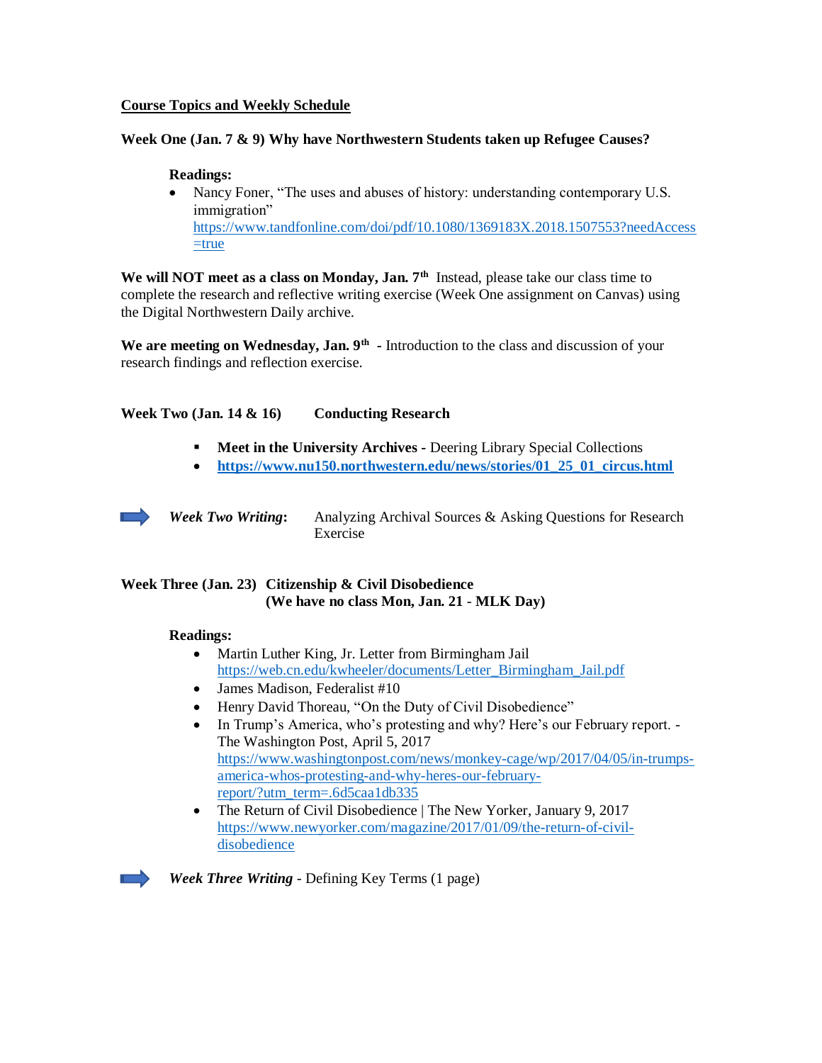**Course Topics and Weekly Schedule**

**Week One (Jan. 7 & 9) Why have Northwestern Students taken up Refugee Causes?**

**Readings:**

- Nancy Foner, "The uses and abuses of history: understanding contemporary U.S. immigration" https://www.tandfonline.com/doi/pdf/10.1080/1369183X.2018.1507553?needAccess=true

**We will NOT meet as a class on Monday, Jan. 7th** Instead, please take our class time to complete the research and reflective writing exercise (Week One assignment on Canvas) using the Digital Northwestern Daily archive.

**We are meeting on Wednesday, Jan. 9th** - Introduction to the class and discussion of your research findings and reflection exercise.

**Week Two (Jan. 14 & 16) Conducting Research**

- **Meet in the University Archives** - Deering Library Special Collections
- **https://www.nu150.northwestern.edu/news/stories/01_25_01_circus.html**

➡ ***Week Two Writing*:** Analyzing Archival Sources & Asking Questions for Research Exercise

**Week Three (Jan. 23) Citizenship & Civil Disobedience**
**(We have no class Mon, Jan. 21 - MLK Day)**

**Readings:**

- Martin Luther King, Jr. Letter from Birmingham Jail https://web.cn.edu/kwheeler/documents/Letter_Birmingham_Jail.pdf
- James Madison, Federalist #10
- Henry David Thoreau, "On the Duty of Civil Disobedience"
- In Trump's America, who's protesting and why? Here's our February report. - The Washington Post, April 5, 2017 https://www.washingtonpost.com/news/monkey-cage/wp/2017/04/05/in-trumps-america-whos-protesting-and-why-heres-our-february-report/?utm_term=.6d5caa1db335
- The Return of Civil Disobedience | The New Yorker, January 9, 2017 https://www.newyorker.com/magazine/2017/01/09/the-return-of-civil-disobedience

➡ ***Week Three Writing*** - Defining Key Terms (1 page)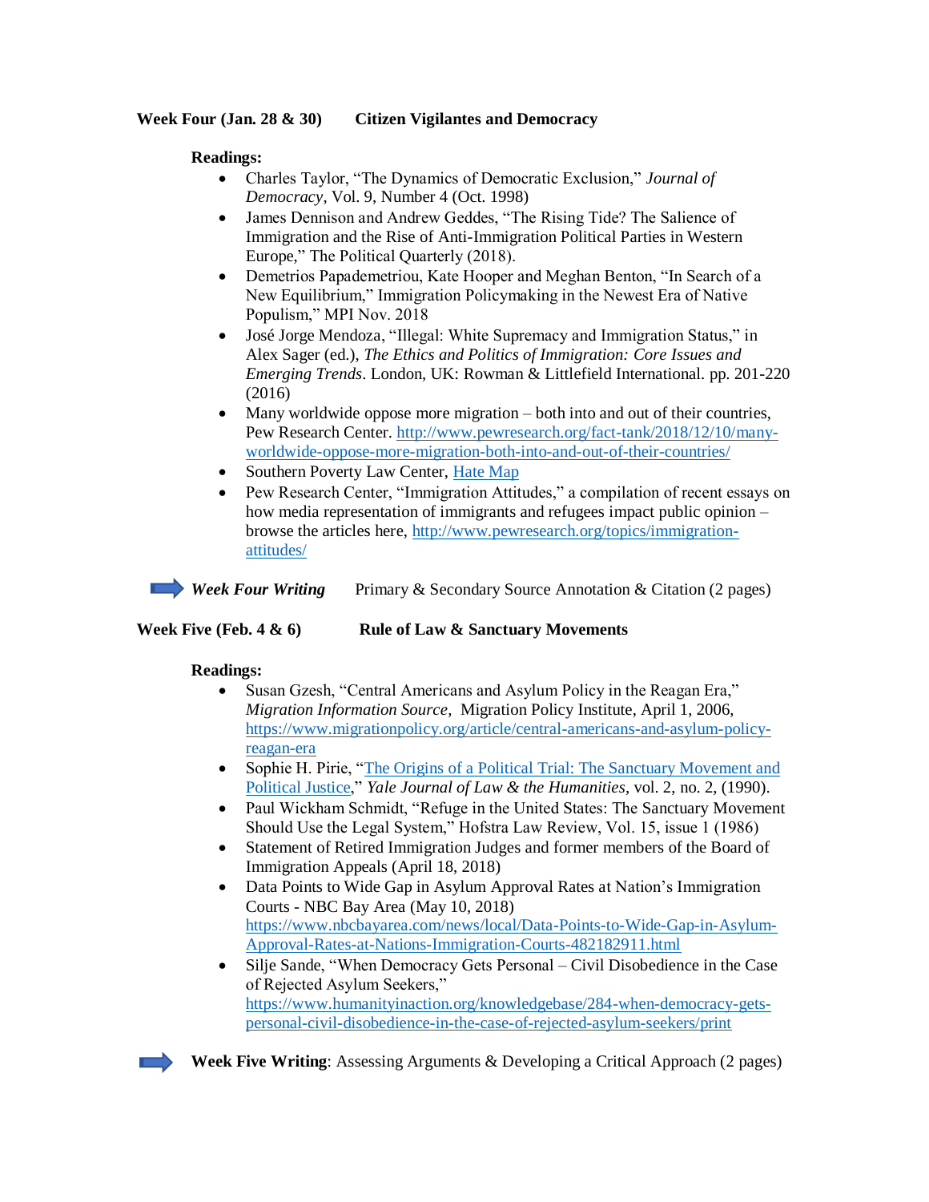**Week Four (Jan. 28 & 30)   Citizen Vigilantes and Democracy**

**Readings:**

- Charles Taylor, "The Dynamics of Democratic Exclusion," *Journal of Democracy*, Vol. 9, Number 4 (Oct. 1998)
- James Dennison and Andrew Geddes, "The Rising Tide? The Salience of Immigration and the Rise of Anti-Immigration Political Parties in Western Europe," The Political Quarterly (2018).
- Demetrios Papademetriou, Kate Hooper and Meghan Benton, "In Search of a New Equilibrium," Immigration Policymaking in the Newest Era of Native Populism," MPI Nov. 2018
- José Jorge Mendoza, "Illegal: White Supremacy and Immigration Status," in Alex Sager (ed.), *The Ethics and Politics of Immigration: Core Issues and Emerging Trends*. London, UK: Rowman & Littlefield International. pp. 201-220 (2016)
- Many worldwide oppose more migration – both into and out of their countries, Pew Research Center. [http://www.pewresearch.org/fact-tank/2018/12/10/many-worldwide-oppose-more-migration-both-into-and-out-of-their-countries/](http://www.pewresearch.org/fact-tank/2018/12/10/many-worldwide-oppose-more-migration-both-into-and-out-of-their-countries/)
- Southern Poverty Law Center, Hate Map
- Pew Research Center, "Immigration Attitudes," a compilation of recent essays on how media representation of immigrants and refugees impact public opinion – browse the articles here, [http://www.pewresearch.org/topics/immigration-attitudes/](http://www.pewresearch.org/topics/immigration-attitudes/)

➡ ***Week Four Writing***   Primary & Secondary Source Annotation & Citation (2 pages)

**Week Five (Feb. 4 & 6)   Rule of Law & Sanctuary Movements**

**Readings:**

- Susan Gzesh, "Central Americans and Asylum Policy in the Reagan Era," *Migration Information Source*, Migration Policy Institute, April 1, 2006, [https://www.migrationpolicy.org/article/central-americans-and-asylum-policy-reagan-era](https://www.migrationpolicy.org/article/central-americans-and-asylum-policy-reagan-era)
- Sophie H. Pirie, "The Origins of a Political Trial: The Sanctuary Movement and Political Justice," *Yale Journal of Law & the Humanities*, vol. 2, no. 2, (1990).
- Paul Wickham Schmidt, "Refuge in the United States: The Sanctuary Movement Should Use the Legal System," Hofstra Law Review, Vol. 15, issue 1 (1986)
- Statement of Retired Immigration Judges and former members of the Board of Immigration Appeals (April 18, 2018)
- Data Points to Wide Gap in Asylum Approval Rates at Nation's Immigration Courts - NBC Bay Area (May 10, 2018) [https://www.nbcbayarea.com/news/local/Data-Points-to-Wide-Gap-in-Asylum-Approval-Rates-at-Nations-Immigration-Courts-482182911.html](https://www.nbcbayarea.com/news/local/Data-Points-to-Wide-Gap-in-Asylum-Approval-Rates-at-Nations-Immigration-Courts-482182911.html)
- Silje Sande, "When Democracy Gets Personal – Civil Disobedience in the Case of Rejected Asylum Seekers," [https://www.humanityinaction.org/knowledgebase/284-when-democracy-gets-personal-civil-disobedience-in-the-case-of-rejected-asylum-seekers/print](https://www.humanityinaction.org/knowledgebase/284-when-democracy-gets-personal-civil-disobedience-in-the-case-of-rejected-asylum-seekers/print)

➡ **Week Five Writing**: Assessing Arguments & Developing a Critical Approach (2 pages)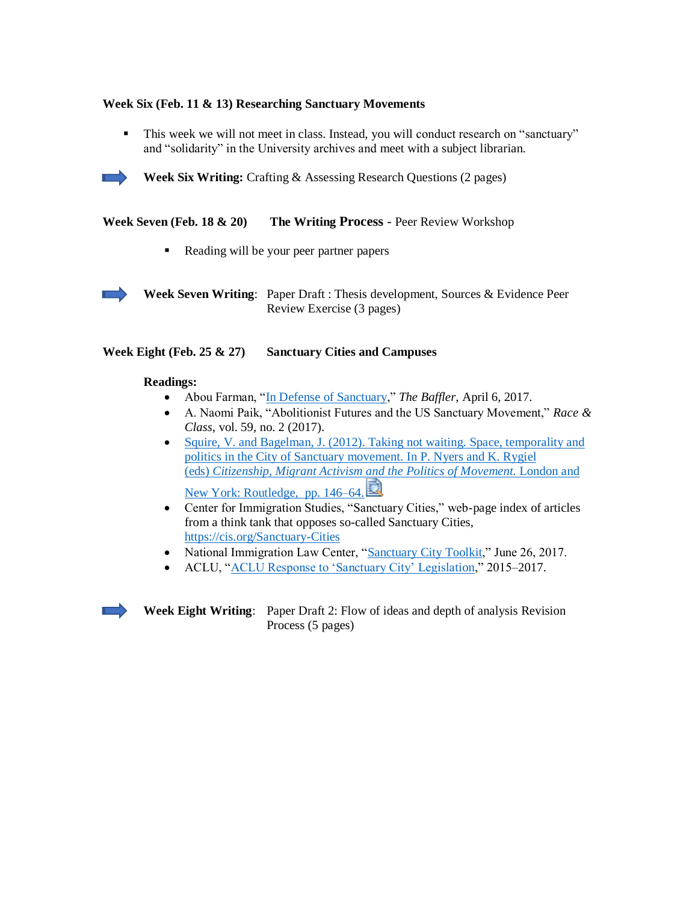**Week Six (Feb. 11 & 13) Researching Sanctuary Movements**

- This week we will not meet in class. Instead, you will conduct research on "sanctuary" and "solidarity" in the University archives and meet with a subject librarian.

➡ **Week Six Writing:** Crafting & Assessing Research Questions (2 pages)

**Week Seven (Feb. 18 & 20) The Writing Process** - Peer Review Workshop

- Reading will be your peer partner papers

➡ **Week Seven Writing**: Paper Draft : Thesis development, Sources & Evidence Peer Review Exercise (3 pages)

**Week Eight (Feb. 25 & 27) Sanctuary Cities and Campuses**

**Readings:**

- Abou Farman, "In Defense of Sanctuary," *The Baffler*, April 6, 2017.
- A. Naomi Paik, "Abolitionist Futures and the US Sanctuary Movement," *Race & Class*, vol. 59, no. 2 (2017).
- Squire, V. and Bagelman, J. (2012). Taking not waiting. Space, temporality and politics in the City of Sanctuary movement. In P. Nyers and K. Rygiel (eds) *Citizenship, Migrant Activism and the Politics of Movement.* London and New York: Routledge, pp. 146–64.
- Center for Immigration Studies, "Sanctuary Cities," web-page index of articles from a think tank that opposes so-called Sanctuary Cities, https://cis.org/Sanctuary-Cities
- National Immigration Law Center, "Sanctuary City Toolkit," June 26, 2017.
- ACLU, "ACLU Response to 'Sanctuary City' Legislation," 2015–2017.

➡ **Week Eight Writing**: Paper Draft 2: Flow of ideas and depth of analysis Revision Process (5 pages)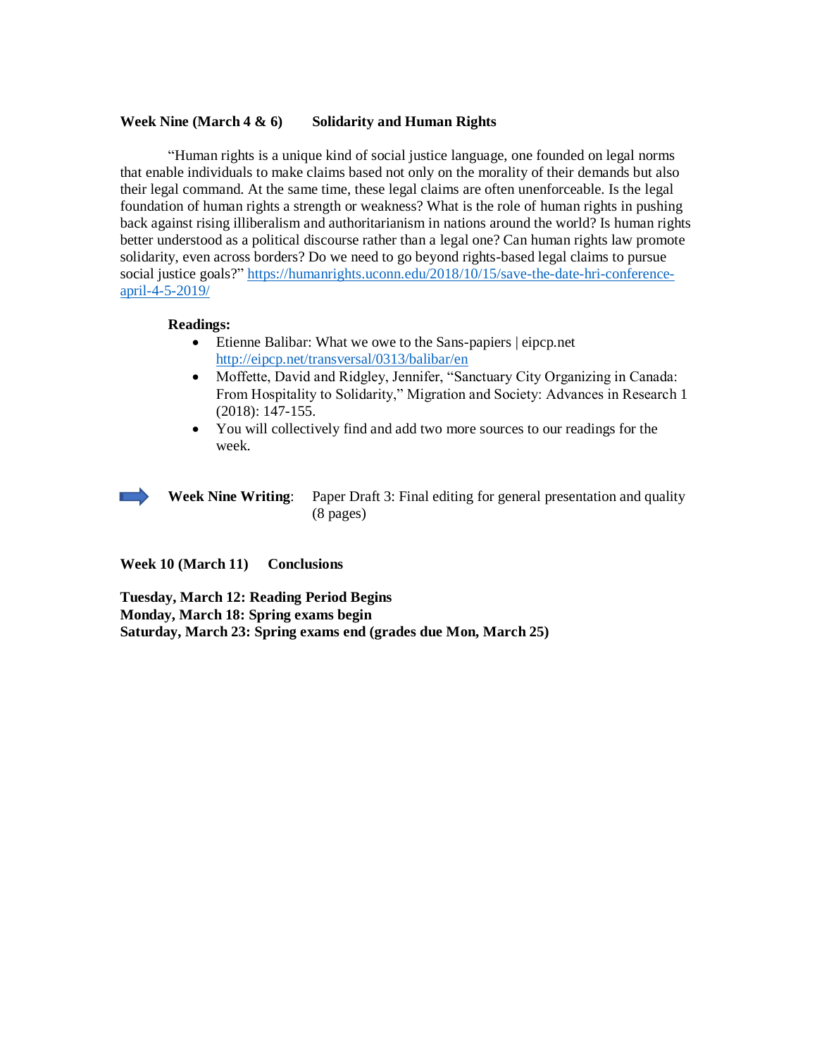**Week Nine (March 4 & 6)    Solidarity and Human Rights**

"Human rights is a unique kind of social justice language, one founded on legal norms that enable individuals to make claims based not only on the morality of their demands but also their legal command. At the same time, these legal claims are often unenforceable. Is the legal foundation of human rights a strength or weakness? What is the role of human rights in pushing back against rising illiberalism and authoritarianism in nations around the world? Is human rights better understood as a political discourse rather than a legal one? Can human rights law promote solidarity, even across borders? Do we need to go beyond rights-based legal claims to pursue social justice goals?" https://humanrights.uconn.edu/2018/10/15/save-the-date-hri-conference-april-4-5-2019/

**Readings:**

- Etienne Balibar: What we owe to the Sans-papiers | eipcp.net http://eipcp.net/transversal/0313/balibar/en
- Moffette, David and Ridgley, Jennifer, "Sanctuary City Organizing in Canada: From Hospitality to Solidarity," Migration and Society: Advances in Research 1 (2018): 147-155.
- You will collectively find and add two more sources to our readings for the week.

**Week Nine Writing**: Paper Draft 3: Final editing for general presentation and quality (8 pages)

**Week 10 (March 11)    Conclusions**

**Tuesday, March 12: Reading Period Begins**
**Monday, March 18: Spring exams begin**
**Saturday, March 23: Spring exams end (grades due Mon, March 25)**